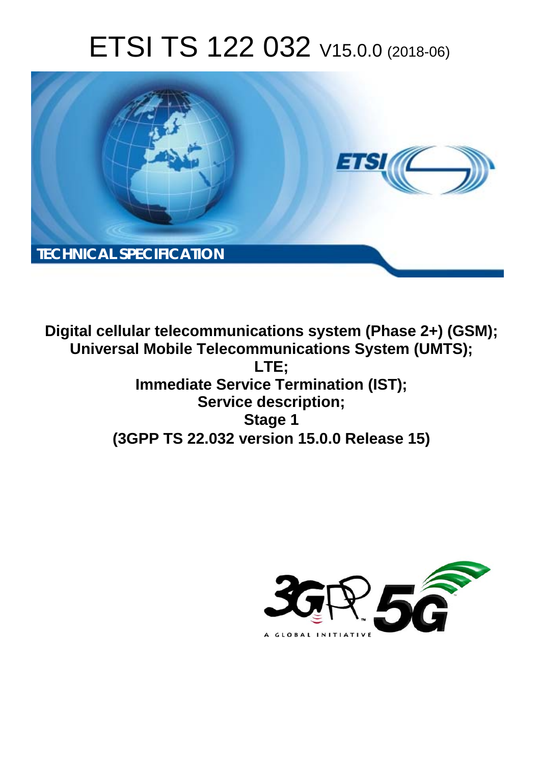# ETSI TS 122 032 V15.0.0 (2018-06)

TECHNICAL SPECIFICATION

**Digital cellular telecommunications system (Phase 2+) (GSM);**
**Universal Mobile Telecommunications System (UMTS);**
**LTE;**
**Immediate Service Termination (IST);**
**Service description;**
**Stage 1**
**(3GPP TS 22.032 version 15.0.0 Release 15)**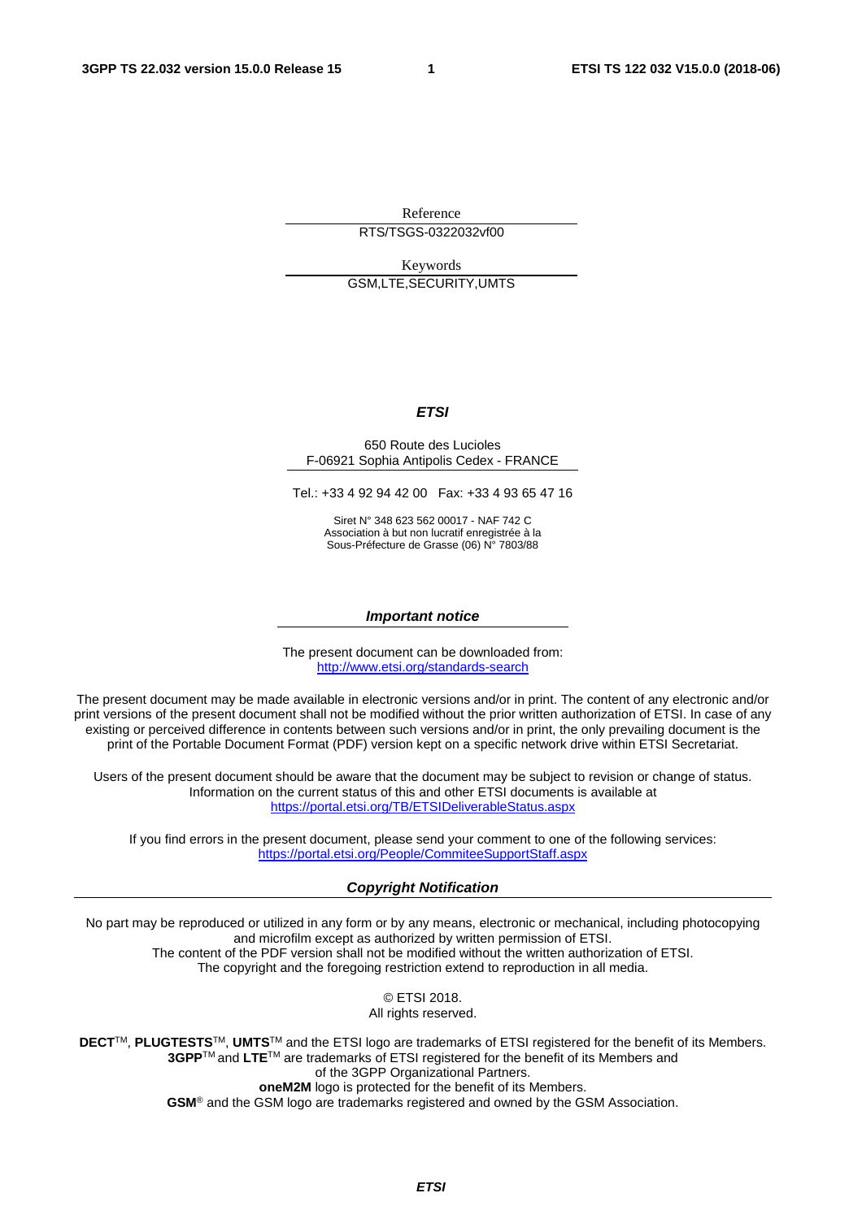Reference

RTS/TSGS-0322032vf00

Keywords

GSM,LTE,SECURITY,UMTS

***ETSI***

650 Route des Lucioles
F-06921 Sophia Antipolis Cedex - FRANCE

Tel.: +33 4 92 94 42 00 Fax: +33 4 93 65 47 16

Siret N° 348 623 562 00017 - NAF 742 C
Association à but non lucratif enregistrée à la
Sous-Préfecture de Grasse (06) N° 7803/88

***Important notice***

The present document can be downloaded from:
http://www.etsi.org/standards-search

The present document may be made available in electronic versions and/or in print. The content of any electronic and/or print versions of the present document shall not be modified without the prior written authorization of ETSI. In case of any existing or perceived difference in contents between such versions and/or in print, the only prevailing document is the print of the Portable Document Format (PDF) version kept on a specific network drive within ETSI Secretariat.

Users of the present document should be aware that the document may be subject to revision or change of status. Information on the current status of this and other ETSI documents is available at
https://portal.etsi.org/TB/ETSIDeliverableStatus.aspx

If you find errors in the present document, please send your comment to one of the following services:
https://portal.etsi.org/People/CommiteeSupportStaff.aspx

***Copyright Notification***

No part may be reproduced or utilized in any form or by any means, electronic or mechanical, including photocopying and microfilm except as authorized by written permission of ETSI.
The content of the PDF version shall not be modified without the written authorization of ETSI.
The copyright and the foregoing restriction extend to reproduction in all media.

© ETSI 2018.
All rights reserved.

**DECT**™, **PLUGTESTS**™, **UMTS**™ and the ETSI logo are trademarks of ETSI registered for the benefit of its Members.
**3GPP**™ and **LTE**™ are trademarks of ETSI registered for the benefit of its Members and of the 3GPP Organizational Partners.
**oneM2M** logo is protected for the benefit of its Members.
**GSM**® and the GSM logo are trademarks registered and owned by the GSM Association.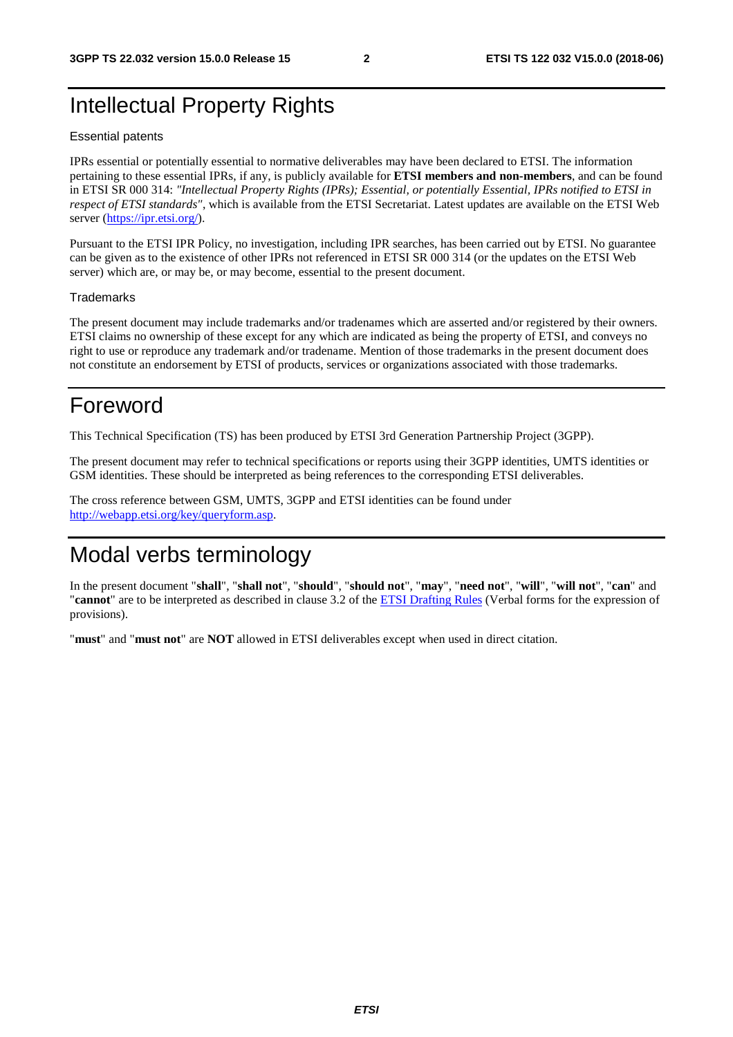# Intellectual Property Rights

Essential patents

IPRs essential or potentially essential to normative deliverables may have been declared to ETSI. The information pertaining to these essential IPRs, if any, is publicly available for **ETSI members and non-members**, and can be found in ETSI SR 000 314: *"Intellectual Property Rights (IPRs); Essential, or potentially Essential, IPRs notified to ETSI in respect of ETSI standards"*, which is available from the ETSI Secretariat. Latest updates are available on the ETSI Web server (https://ipr.etsi.org/).

Pursuant to the ETSI IPR Policy, no investigation, including IPR searches, has been carried out by ETSI. No guarantee can be given as to the existence of other IPRs not referenced in ETSI SR 000 314 (or the updates on the ETSI Web server) which are, or may be, or may become, essential to the present document.

Trademarks

The present document may include trademarks and/or tradenames which are asserted and/or registered by their owners. ETSI claims no ownership of these except for any which are indicated as being the property of ETSI, and conveys no right to use or reproduce any trademark and/or tradename. Mention of those trademarks in the present document does not constitute an endorsement by ETSI of products, services or organizations associated with those trademarks.

# Foreword

This Technical Specification (TS) has been produced by ETSI 3rd Generation Partnership Project (3GPP).

The present document may refer to technical specifications or reports using their 3GPP identities, UMTS identities or GSM identities. These should be interpreted as being references to the corresponding ETSI deliverables.

The cross reference between GSM, UMTS, 3GPP and ETSI identities can be found under http://webapp.etsi.org/key/queryform.asp.

# Modal verbs terminology

In the present document "**shall**", "**shall not**", "**should**", "**should not**", "**may**", "**need not**", "**will**", "**will not**", "**can**" and "**cannot**" are to be interpreted as described in clause 3.2 of the ETSI Drafting Rules (Verbal forms for the expression of provisions).

"**must**" and "**must not**" are **NOT** allowed in ETSI deliverables except when used in direct citation.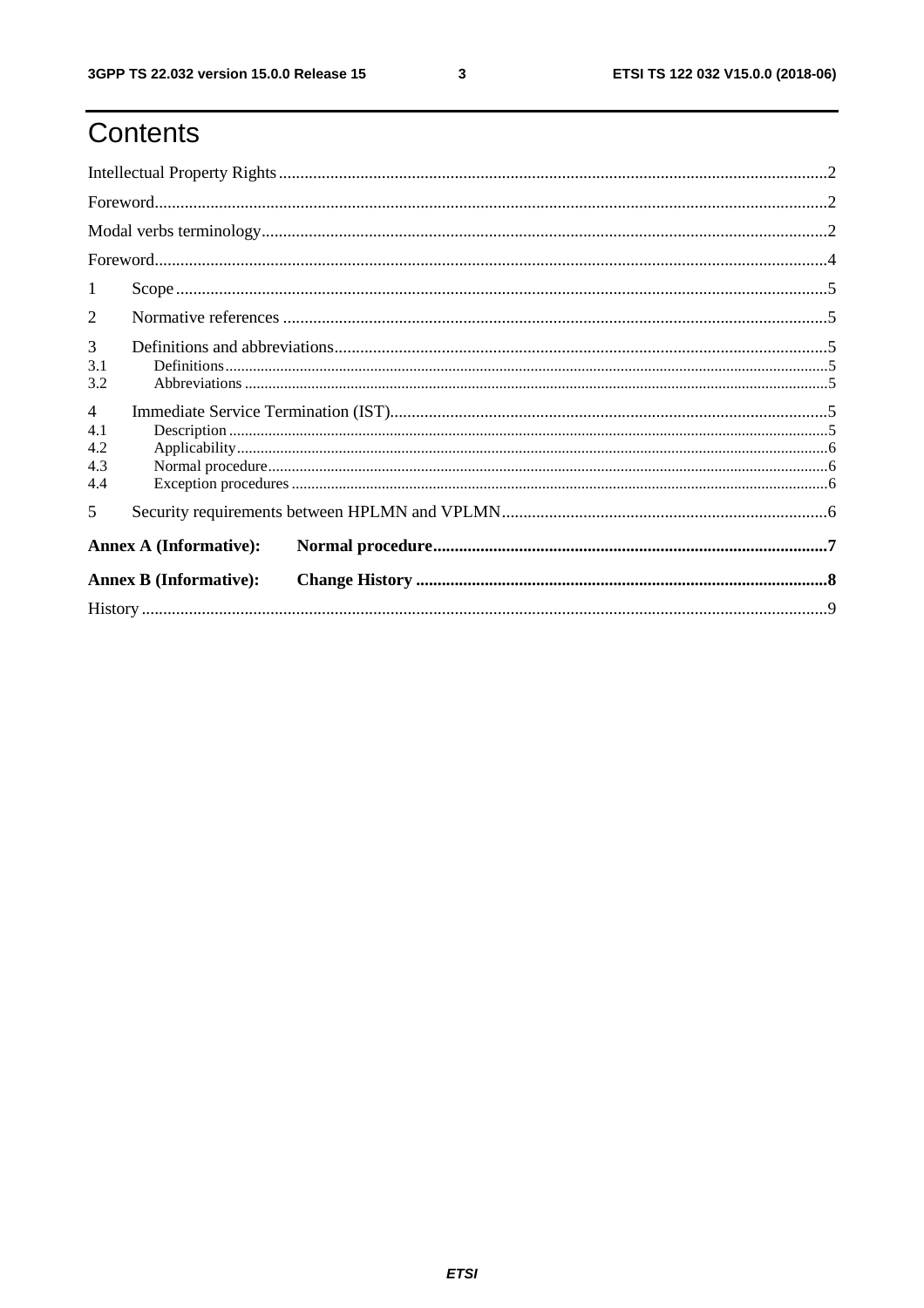# Contents

Intellectual Property Rights ........................................................................................................................................2

Foreword.....................................................................................................................................................................2

Modal verbs terminology..............................................................................................................................................2

Foreword.....................................................................................................................................................................4

1 Scope .......................................................................................................................................................................5

2 Normative references ...............................................................................................................................................5

3 Definitions and abbreviations...................................................................................................................................5

3.1 Definitions.............................................................................................................................................................5

3.2 Abbreviations ........................................................................................................................................................5

4 Immediate Service Termination (IST)......................................................................................................................5

4.1 Description ............................................................................................................................................................5

4.2 Applicability..........................................................................................................................................................6

4.3 Normal procedure..................................................................................................................................................6

4.4 Exception procedures ............................................................................................................................................6

5 Security requirements between HPLMN and VPLMN..............................................................................................6

**Annex A (Informative): Normal procedure.........................................................................................................7**

**Annex B (Informative): Change History ..............................................................................................................8**

History .........................................................................................................................................................................9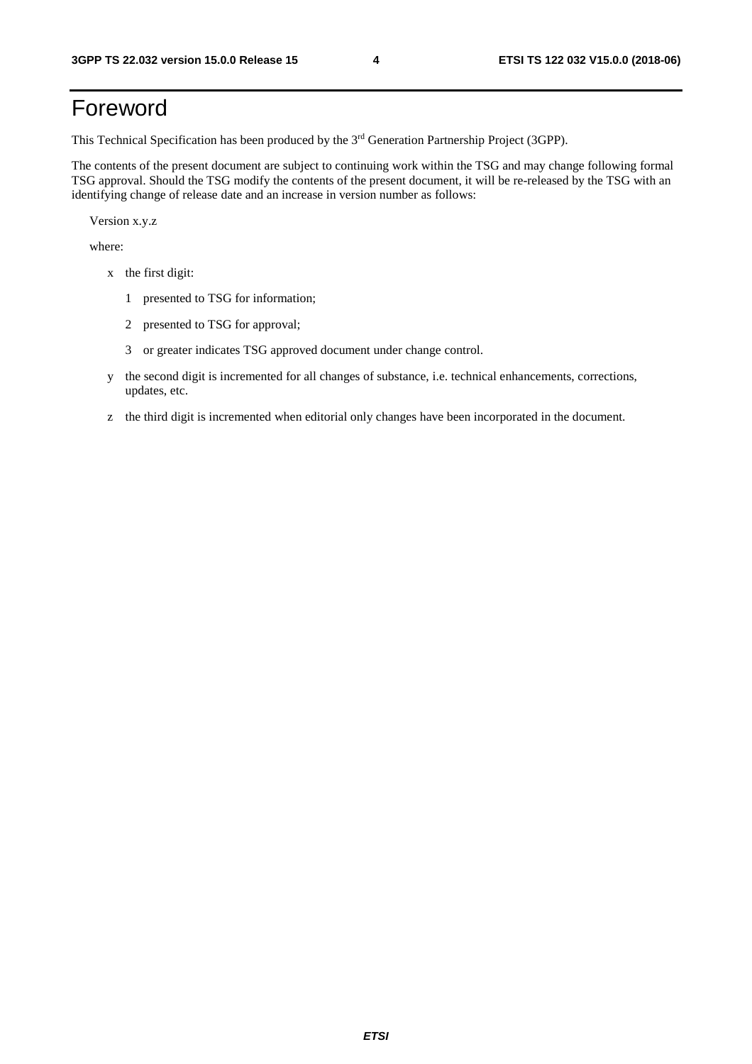# Foreword

This Technical Specification has been produced by the 3rd Generation Partnership Project (3GPP).

The contents of the present document are subject to continuing work within the TSG and may change following formal TSG approval. Should the TSG modify the contents of the present document, it will be re-released by the TSG with an identifying change of release date and an increase in version number as follows:

Version x.y.z

where:

- x the first digit:
  - 1 presented to TSG for information;
  - 2 presented to TSG for approval;
  - 3 or greater indicates TSG approved document under change control.
- y the second digit is incremented for all changes of substance, i.e. technical enhancements, corrections, updates, etc.
- z the third digit is incremented when editorial only changes have been incorporated in the document.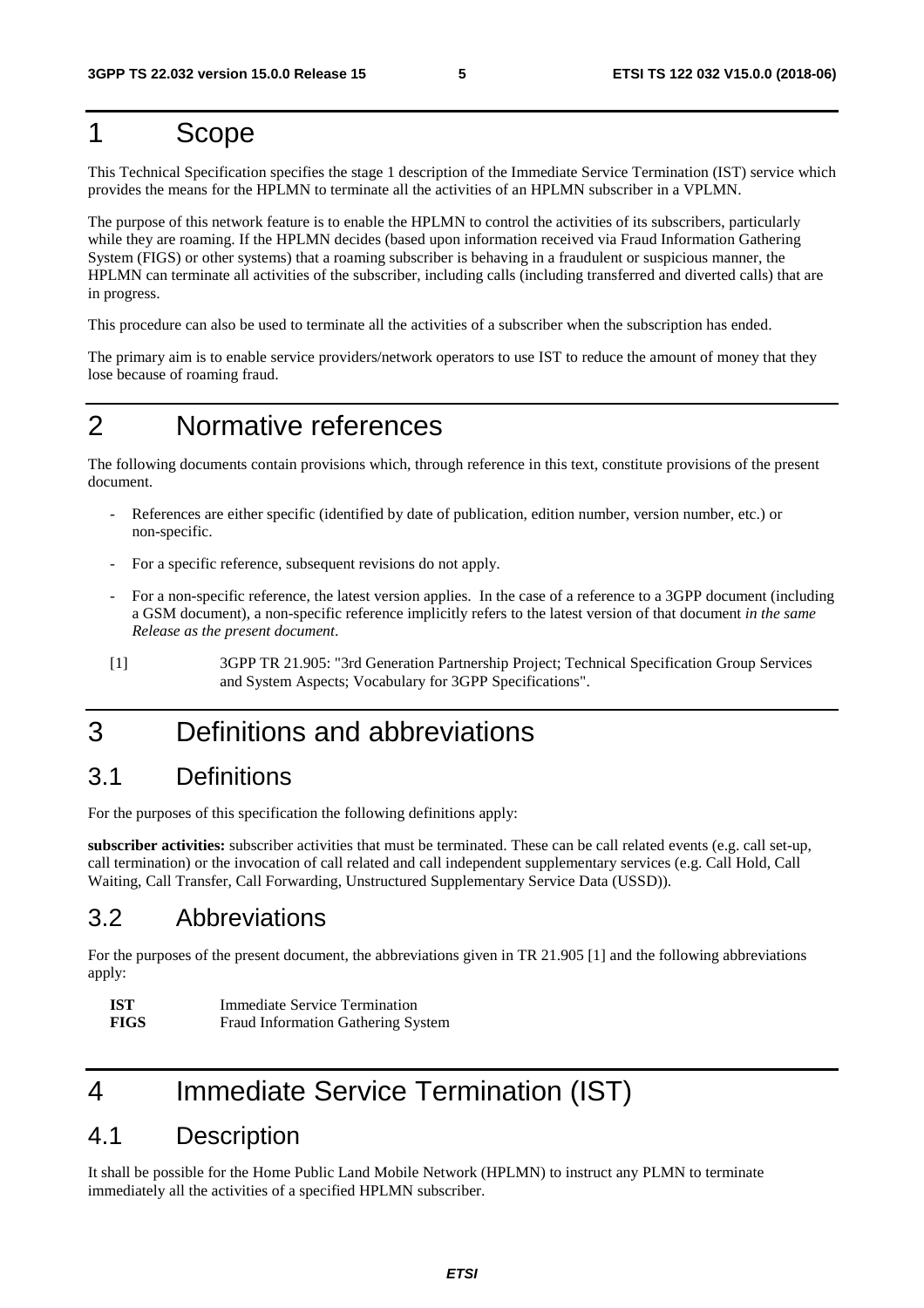# 1 Scope

This Technical Specification specifies the stage 1 description of the Immediate Service Termination (IST) service which provides the means for the HPLMN to terminate all the activities of an HPLMN subscriber in a VPLMN.

The purpose of this network feature is to enable the HPLMN to control the activities of its subscribers, particularly while they are roaming. If the HPLMN decides (based upon information received via Fraud Information Gathering System (FIGS) or other systems) that a roaming subscriber is behaving in a fraudulent or suspicious manner, the HPLMN can terminate all activities of the subscriber, including calls (including transferred and diverted calls) that are in progress.

This procedure can also be used to terminate all the activities of a subscriber when the subscription has ended.

The primary aim is to enable service providers/network operators to use IST to reduce the amount of money that they lose because of roaming fraud.

# 2 Normative references

The following documents contain provisions which, through reference in this text, constitute provisions of the present document.

- References are either specific (identified by date of publication, edition number, version number, etc.) or non-specific.
- For a specific reference, subsequent revisions do not apply.
- For a non-specific reference, the latest version applies. In the case of a reference to a 3GPP document (including a GSM document), a non-specific reference implicitly refers to the latest version of that document *in the same Release as the present document*.

[1] 3GPP TR 21.905: "3rd Generation Partnership Project; Technical Specification Group Services and System Aspects; Vocabulary for 3GPP Specifications".

# 3 Definitions and abbreviations

## 3.1 Definitions

For the purposes of this specification the following definitions apply:

**subscriber activities:** subscriber activities that must be terminated. These can be call related events (e.g. call set-up, call termination) or the invocation of call related and call independent supplementary services (e.g. Call Hold, Call Waiting, Call Transfer, Call Forwarding, Unstructured Supplementary Service Data (USSD)).

## 3.2 Abbreviations

For the purposes of the present document, the abbreviations given in TR 21.905 [1] and the following abbreviations apply:

**IST** Immediate Service Termination
**FIGS** Fraud Information Gathering System

# 4 Immediate Service Termination (IST)

## 4.1 Description

It shall be possible for the Home Public Land Mobile Network (HPLMN) to instruct any PLMN to terminate immediately all the activities of a specified HPLMN subscriber.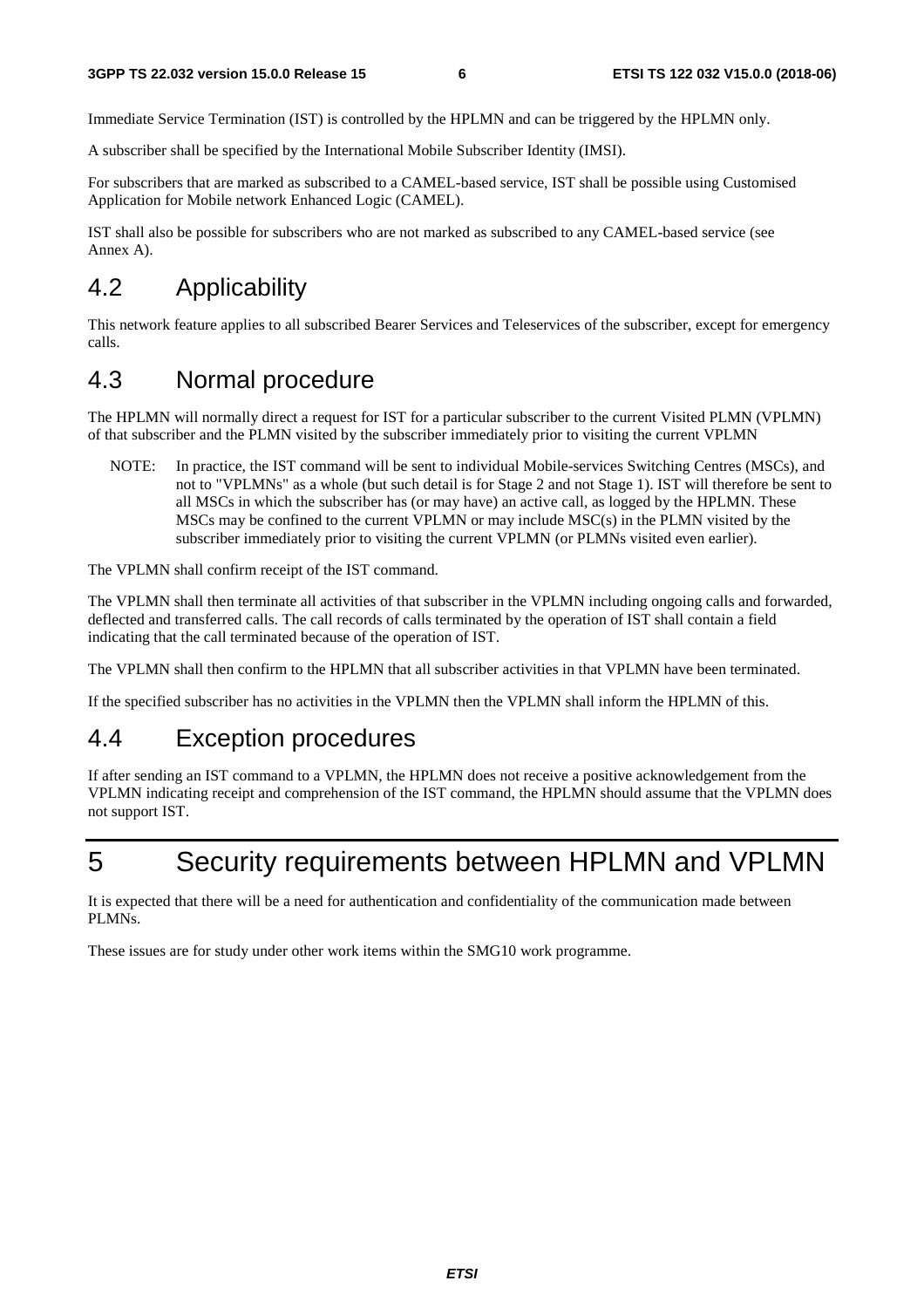Immediate Service Termination (IST) is controlled by the HPLMN and can be triggered by the HPLMN only.

A subscriber shall be specified by the International Mobile Subscriber Identity (IMSI).

For subscribers that are marked as subscribed to a CAMEL-based service, IST shall be possible using Customised Application for Mobile network Enhanced Logic (CAMEL).

IST shall also be possible for subscribers who are not marked as subscribed to any CAMEL-based service (see Annex A).

## 4.2 Applicability

This network feature applies to all subscribed Bearer Services and Teleservices of the subscriber, except for emergency calls.

## 4.3 Normal procedure

The HPLMN will normally direct a request for IST for a particular subscriber to the current Visited PLMN (VPLMN) of that subscriber and the PLMN visited by the subscriber immediately prior to visiting the current VPLMN

NOTE: In practice, the IST command will be sent to individual Mobile-services Switching Centres (MSCs), and not to "VPLMNs" as a whole (but such detail is for Stage 2 and not Stage 1). IST will therefore be sent to all MSCs in which the subscriber has (or may have) an active call, as logged by the HPLMN. These MSCs may be confined to the current VPLMN or may include MSC(s) in the PLMN visited by the subscriber immediately prior to visiting the current VPLMN (or PLMNs visited even earlier).

The VPLMN shall confirm receipt of the IST command.

The VPLMN shall then terminate all activities of that subscriber in the VPLMN including ongoing calls and forwarded, deflected and transferred calls. The call records of calls terminated by the operation of IST shall contain a field indicating that the call terminated because of the operation of IST.

The VPLMN shall then confirm to the HPLMN that all subscriber activities in that VPLMN have been terminated.

If the specified subscriber has no activities in the VPLMN then the VPLMN shall inform the HPLMN of this.

## 4.4 Exception procedures

If after sending an IST command to a VPLMN, the HPLMN does not receive a positive acknowledgement from the VPLMN indicating receipt and comprehension of the IST command, the HPLMN should assume that the VPLMN does not support IST.

# 5 Security requirements between HPLMN and VPLMN

It is expected that there will be a need for authentication and confidentiality of the communication made between PLMNs.

These issues are for study under other work items within the SMG10 work programme.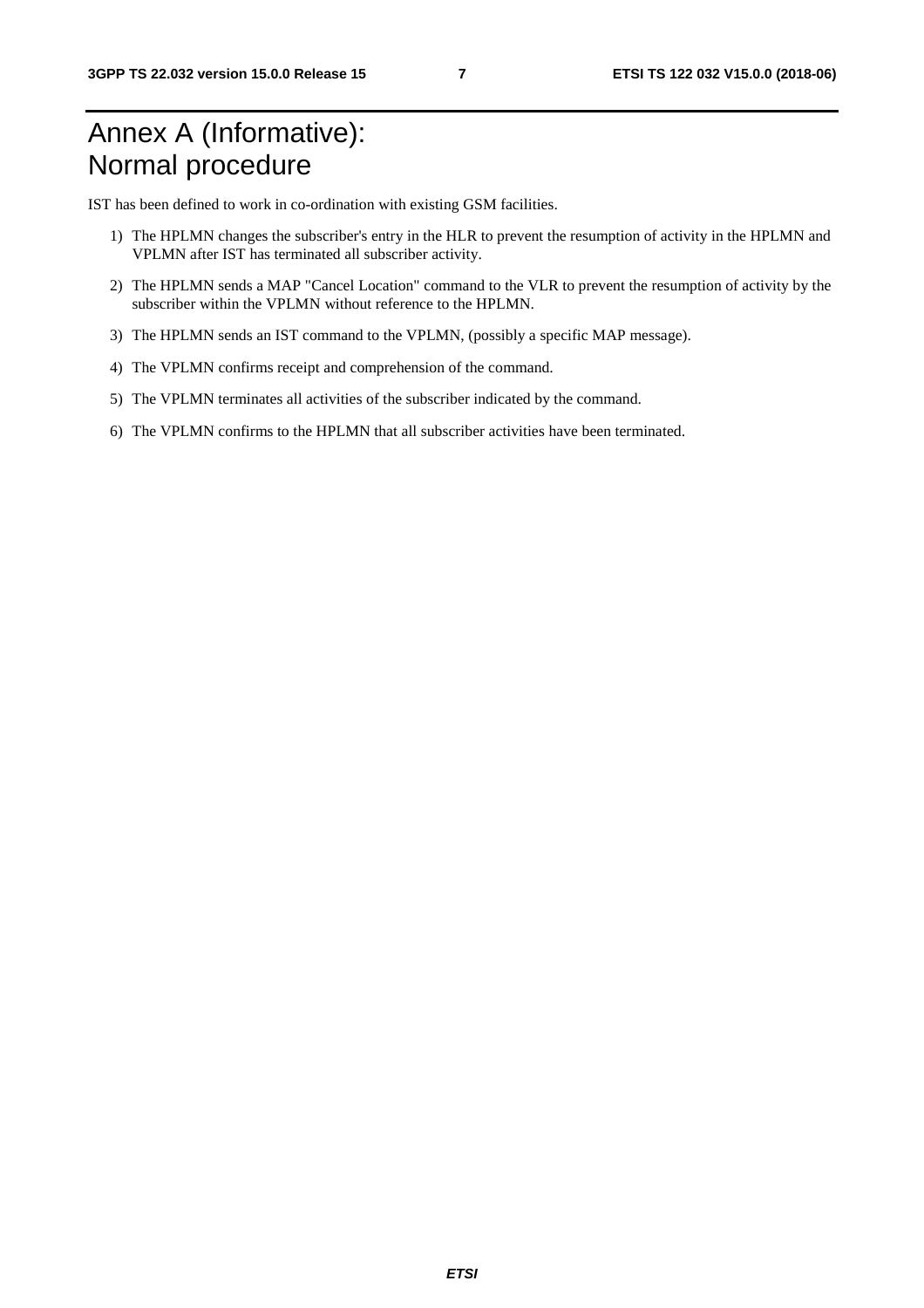# Annex A (Informative): Normal procedure

IST has been defined to work in co-ordination with existing GSM facilities.

1) The HPLMN changes the subscriber's entry in the HLR to prevent the resumption of activity in the HPLMN and VPLMN after IST has terminated all subscriber activity.
2) The HPLMN sends a MAP "Cancel Location" command to the VLR to prevent the resumption of activity by the subscriber within the VPLMN without reference to the HPLMN.
3) The HPLMN sends an IST command to the VPLMN, (possibly a specific MAP message).
4) The VPLMN confirms receipt and comprehension of the command.
5) The VPLMN terminates all activities of the subscriber indicated by the command.
6) The VPLMN confirms to the HPLMN that all subscriber activities have been terminated.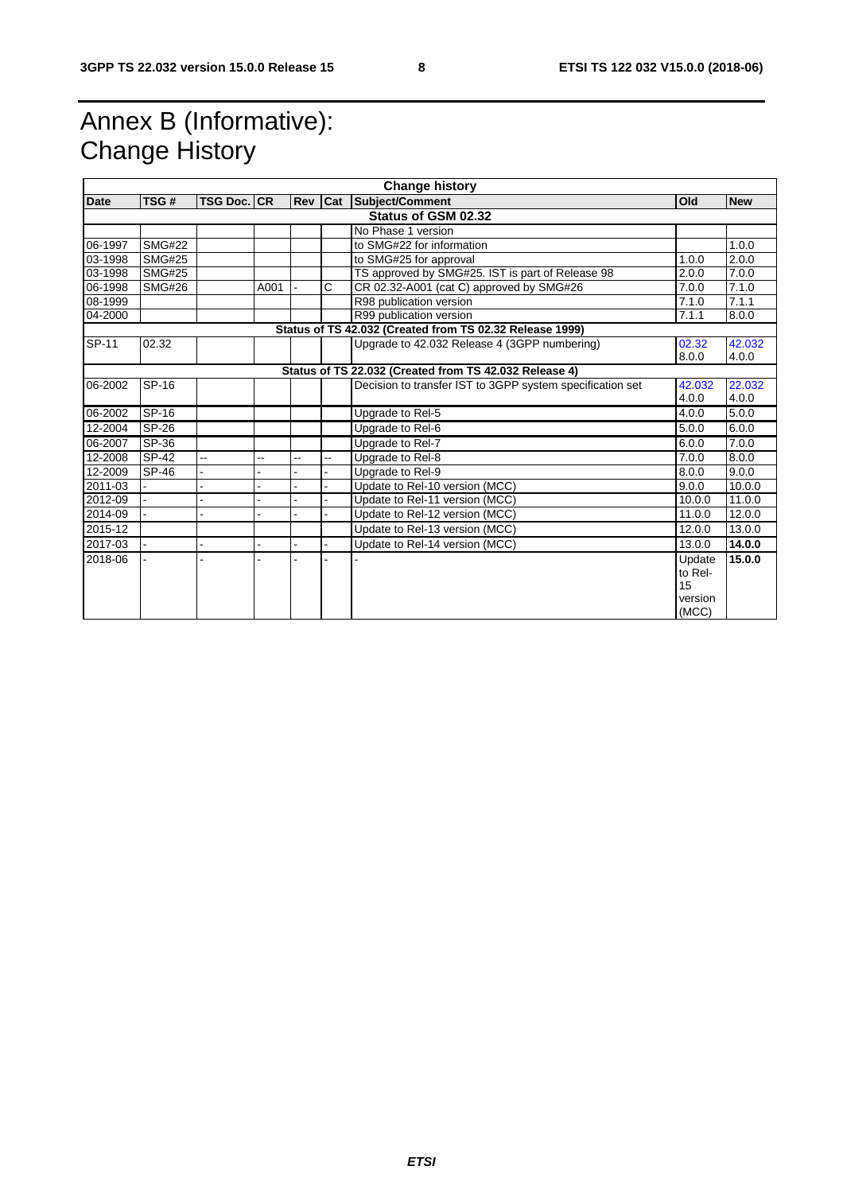# Annex B (Informative): Change History

| Change history | | | | | | | | |
|---|---|---|---|---|---|---|---|---|
| **Date** | **TSG #** | **TSG Doc.** | **CR** | **Rev** | **Cat** | **Subject/Comment** | **Old** | **New** |
| **Status of GSM 02.32** | | | | | | | | |
| | | | | | | No Phase 1 version | | |
| 06-1997 | SMG#22 | | | | | to SMG#22 for information | | 1.0.0 |
| 03-1998 | SMG#25 | | | | | to SMG#25 for approval | 1.0.0 | 2.0.0 |
| 03-1998 | SMG#25 | | | | | TS approved by SMG#25. IST is part of Release 98 | 2.0.0 | 7.0.0 |
| 06-1998 | SMG#26 | | A001 | - | C | CR 02.32-A001 (cat C) approved by SMG#26 | 7.0.0 | 7.1.0 |
| 08-1999 | | | | | | R98 publication version | 7.1.0 | 7.1.1 |
| 04-2000 | | | | | | R99 publication version | 7.1.1 | 8.0.0 |
| **Status of TS 42.032 (Created from TS 02.32 Release 1999)** | | | | | | | | |
| SP-11 | 02.32 | | | | | Upgrade to 42.032 Release 4 (3GPP numbering) | 02.32 8.0.0 | 42.032 4.0.0 |
| **Status of TS 22.032 (Created from TS 42.032 Release 4)** | | | | | | | | |
| 06-2002 | SP-16 | | | | | Decision to transfer IST to 3GPP system specification set | 42.032 4.0.0 | 22.032 4.0.0 |
| 06-2002 | SP-16 | | | | | Upgrade to Rel-5 | 4.0.0 | 5.0.0 |
| 12-2004 | SP-26 | | | | | Upgrade to Rel-6 | 5.0.0 | 6.0.0 |
| 06-2007 | SP-36 | | | | | Upgrade to Rel-7 | 6.0.0 | 7.0.0 |
| 12-2008 | SP-42 | -- | -- | -- | -- | Upgrade to Rel-8 | 7.0.0 | 8.0.0 |
| 12-2009 | SP-46 | - | - | - | - | Upgrade to Rel-9 | 8.0.0 | 9.0.0 |
| 2011-03 | - | - | - | - | - | Update to Rel-10 version (MCC) | 9.0.0 | 10.0.0 |
| 2012-09 | - | - | - | - | - | Update to Rel-11 version (MCC) | 10.0.0 | 11.0.0 |
| 2014-09 | - | - | - | - | - | Update to Rel-12 version (MCC) | 11.0.0 | 12.0.0 |
| 2015-12 | | | | | | Update to Rel-13 version (MCC) | 12.0.0 | 13.0.0 |
| 2017-03 | - | - | - | - | - | Update to Rel-14 version (MCC) | 13.0.0 | **14.0.0** |
| 2018-06 | - | - | - | - | - | - | Update to Rel-15 version (MCC) | **15.0.0** |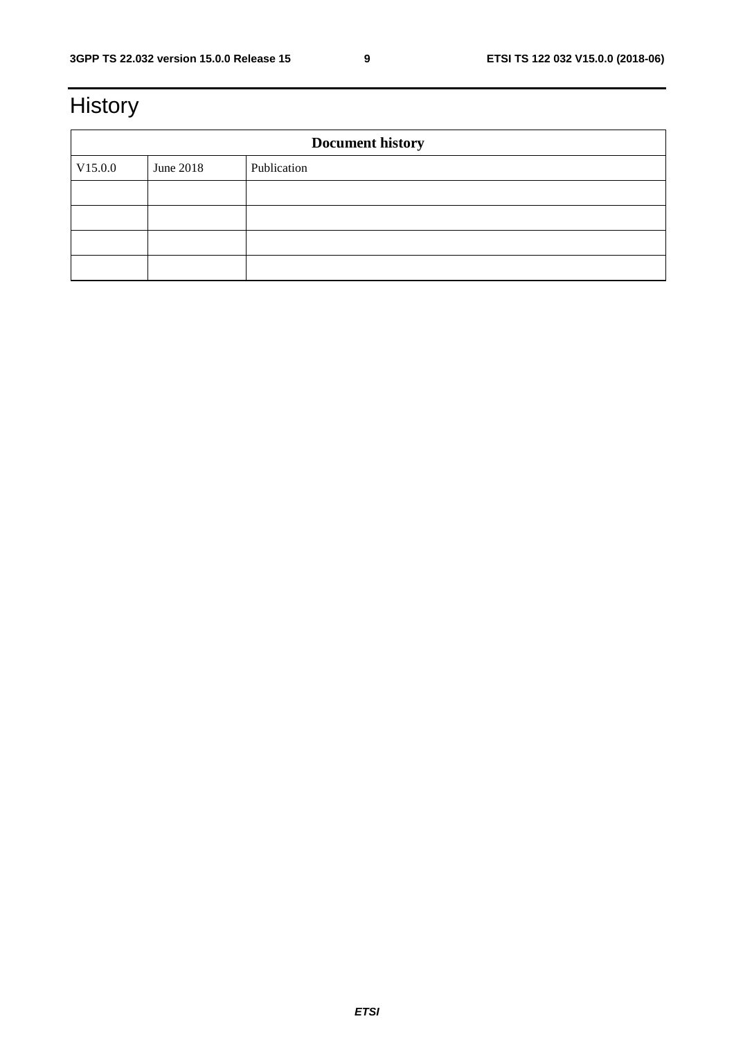# History

| Document history | | |
|---|---|---|
| V15.0.0 | June 2018 | Publication |
| | | |
| | | |
| | | |
| | | |